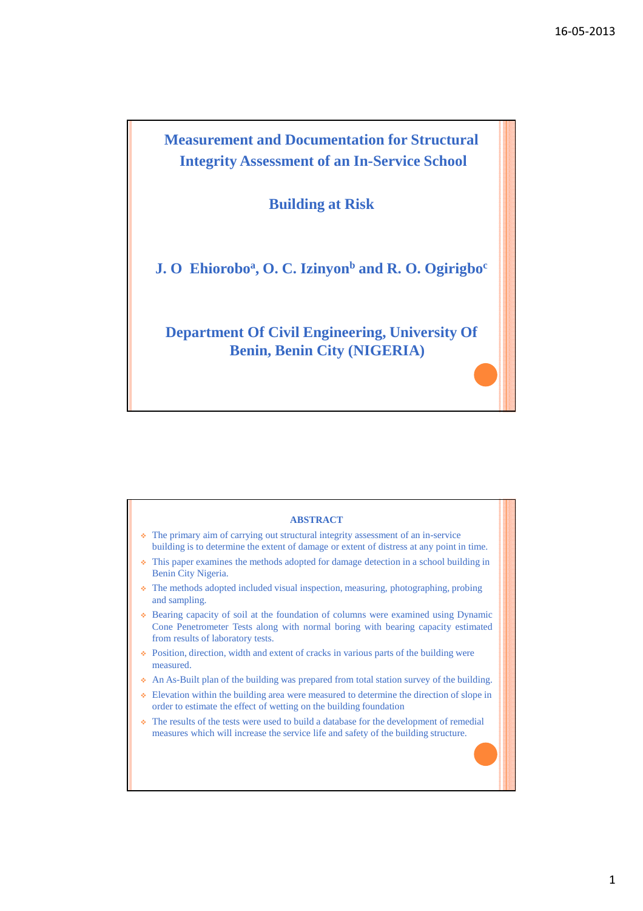# Measurement and Documentation for Structural Integrity Assessment of an In-Service School Building at Risk

**J. O Ehiorobo[a], O. C. Izinyon[b] and R. O. Ogirigbo[c]**

**Department Of Civil Engineering, University Of Benin, Benin City (NIGERIA)**

## ABSTRACT

- The primary aim of carrying out structural integrity assessment of an in-service building is to determine the extent of damage or extent of distress at any point in time.
- This paper examines the methods adopted for damage detection in a school building in Benin City Nigeria.
- The methods adopted included visual inspection, measuring, photographing, probing and sampling.
- Bearing capacity of soil at the foundation of columns were examined using Dynamic Cone Penetrometer Tests along with normal boring with bearing capacity estimated from results of laboratory tests.
- Position, direction, width and extent of cracks in various parts of the building were measured.
- An As-Built plan of the building was prepared from total station survey of the building.
- Elevation within the building area were measured to determine the direction of slope in order to estimate the effect of wetting on the building foundation
- The results of the tests were used to build a database for the development of remedial measures which will increase the service life and safety of the building structure.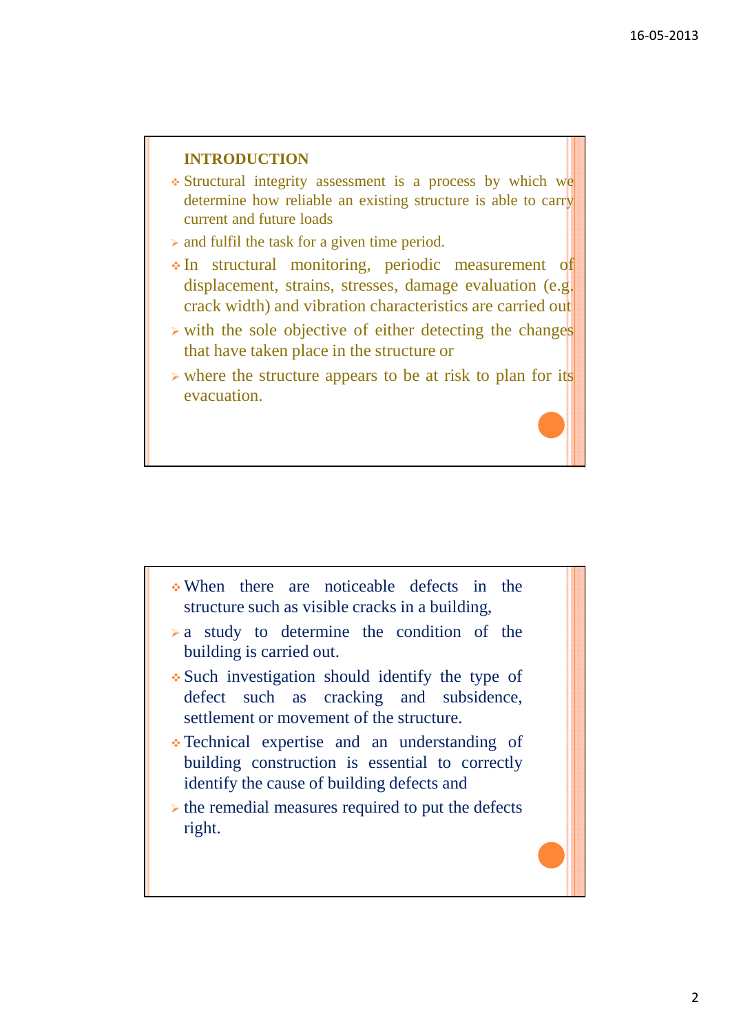## INTRODUCTION

- Structural integrity assessment is a process by which we determine how reliable an existing structure is able to carry current and future loads
  - and fulfil the task for a given time period.
- In structural monitoring, periodic measurement of displacement, strains, stresses, damage evaluation (e.g. crack width) and vibration characteristics are carried out
  - with the sole objective of either detecting the changes that have taken place in the structure or
  - where the structure appears to be at risk to plan for its evacuation.

---

- When there are noticeable defects in the structure such as visible cracks in a building,
  - a study to determine the condition of the building is carried out.
- Such investigation should identify the type of defect such as cracking and subsidence, settlement or movement of the structure.
- Technical expertise and an understanding of building construction is essential to correctly identify the cause of building defects and
  - the remedial measures required to put the defects right.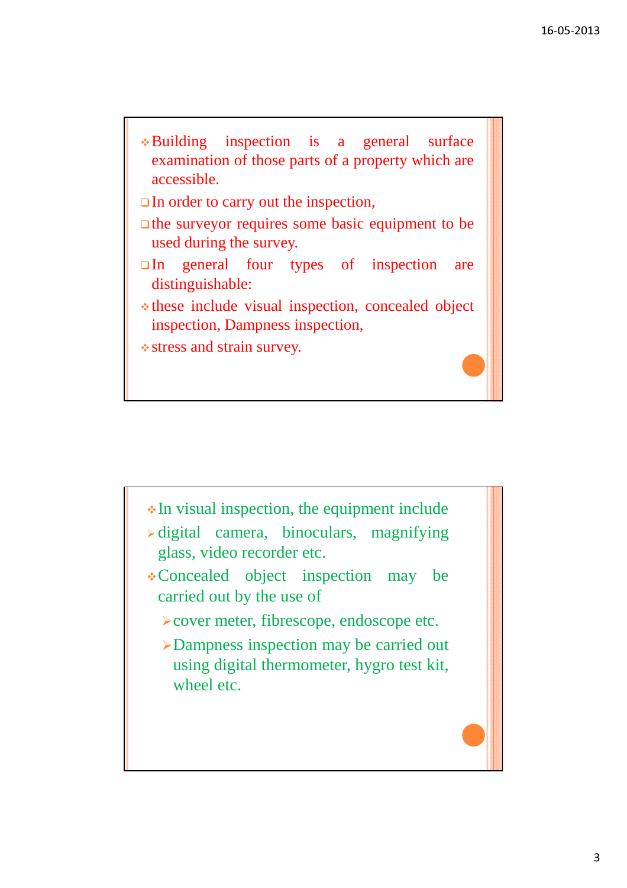- Building inspection is a general surface examination of those parts of a property which are accessible.
- In order to carry out the inspection,
- the surveyor requires some basic equipment to be used during the survey.
- In general four types of inspection are distinguishable:
- these include visual inspection, concealed object inspection, Dampness inspection,
- stress and strain survey.

---

- In visual inspection, the equipment include
- digital camera, binoculars, magnifying glass, video recorder etc.
- Concealed object inspection may be carried out by the use of
  - cover meter, fibrescope, endoscope etc.
  - Dampness inspection may be carried out using digital thermometer, hygro test kit, wheel etc.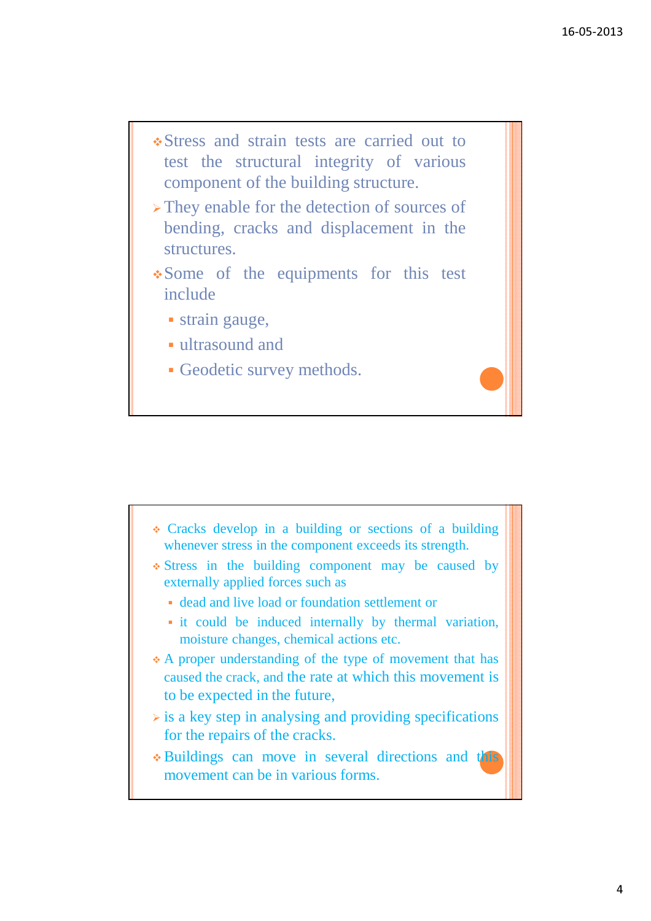- Stress and strain tests are carried out to test the structural integrity of various component of the building structure.
- They enable for the detection of sources of bending, cracks and displacement in the structures.
- Some of the equipments for this test include
  - strain gauge,
  - ultrasound and
  - Geodetic survey methods.

---

- Cracks develop in a building or sections of a building whenever stress in the component exceeds its strength.
- Stress in the building component may be caused by externally applied forces such as
  - dead and live load or foundation settlement or
  - it could be induced internally by thermal variation, moisture changes, chemical actions etc.
- A proper understanding of the type of movement that has caused the crack, and the rate at which this movement is to be expected in the future,
- is a key step in analysing and providing specifications for the repairs of the cracks.
- Buildings can move in several directions and this movement can be in various forms.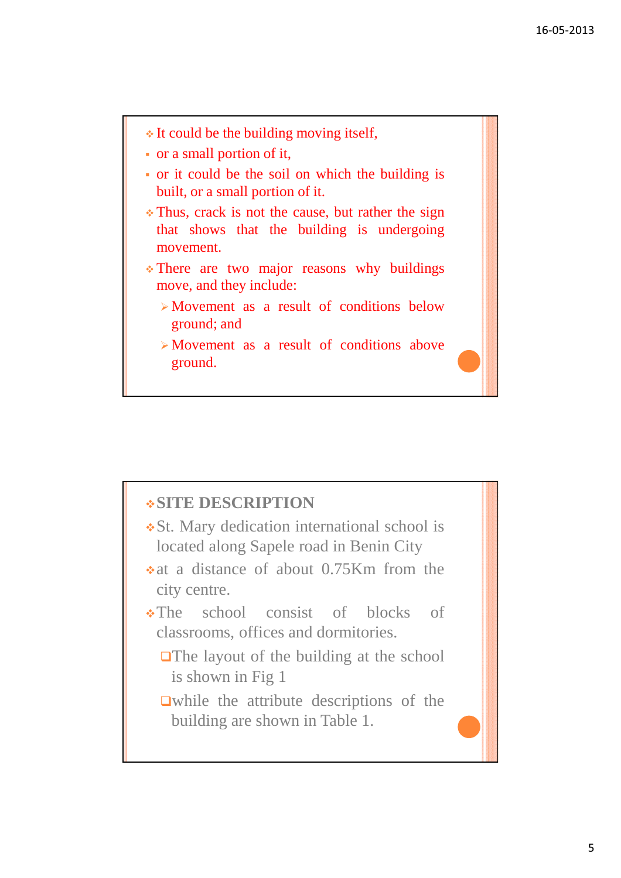- It could be the building moving itself,
  - or a small portion of it,
  - or it could be the soil on which the building is built, or a small portion of it.
- Thus, crack is not the cause, but rather the sign that shows that the building is undergoing movement.
- There are two major reasons why buildings move, and they include:
  - Movement as a result of conditions below ground; and
  - Movement as a result of conditions above ground.

- **SITE DESCRIPTION**
- St. Mary dedication international school is located along Sapele road in Benin City
- at a distance of about 0.75Km from the city centre.
- The school consist of blocks of classrooms, offices and dormitories.
  - The layout of the building at the school is shown in Fig 1
  - while the attribute descriptions of the building are shown in Table 1.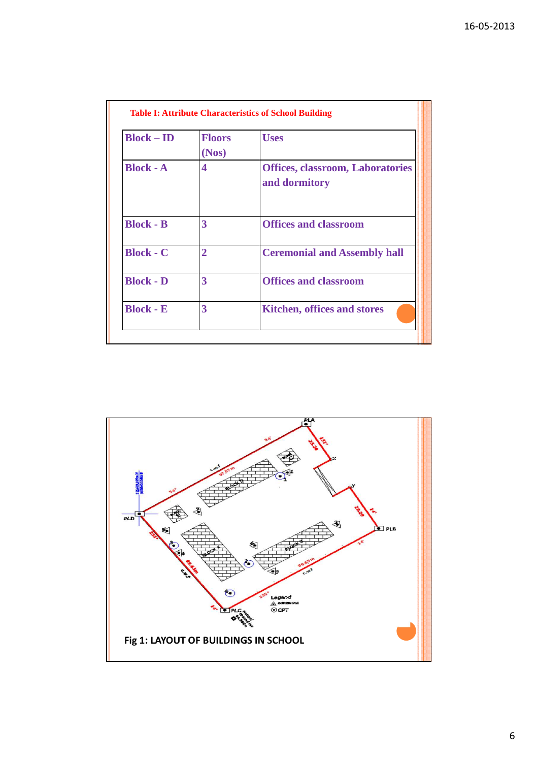**Table I: Attribute Characteristics of School Building**

| Block – ID | Floors (Nos) | Uses |
|---|---|---|
| Block - A | 4 | Offices, classroom, Laboratories and dormitory |
| Block - B | 3 | Offices and classroom |
| Block - C | 2 | Ceremonial and Assembly hall |
| Block - D | 3 | Offices and classroom |
| Block - E | 3 | Kitchen, offices and stores |

PLA
PLB
PLC
PLD
97.57 m
89.65 m
69.65m
Legend
CPT

Fig 1: LAYOUT OF BUILDINGS IN SCHOOL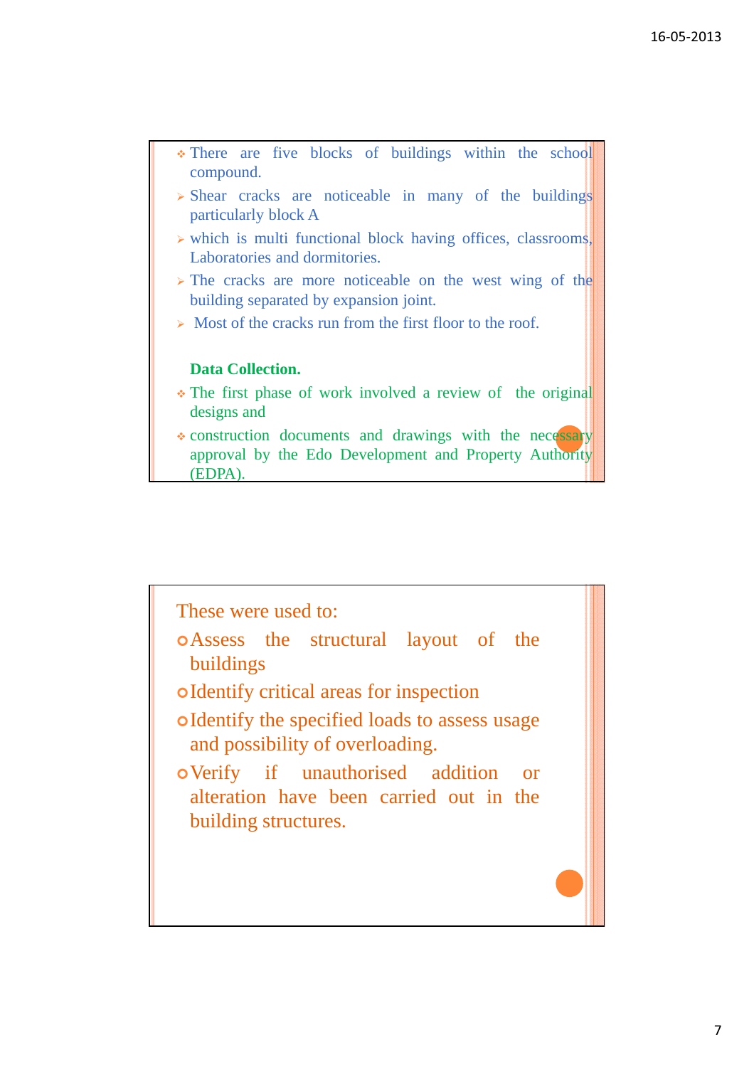- There are five blocks of buildings within the school compound.
- Shear cracks are noticeable in many of the buildings particularly block A
- which is multi functional block having offices, classrooms, Laboratories and dormitories.
- The cracks are more noticeable on the west wing of the building separated by expansion joint.
- Most of the cracks run from the first floor to the roof.

**Data Collection.**

- The first phase of work involved a review of the original designs and
- construction documents and drawings with the necessary approval by the Edo Development and Property Authority (EDPA).

These were used to:

- Assess the structural layout of the buildings
- Identify critical areas for inspection
- Identify the specified loads to assess usage and possibility of overloading.
- Verify if unauthorised addition or alteration have been carried out in the building structures.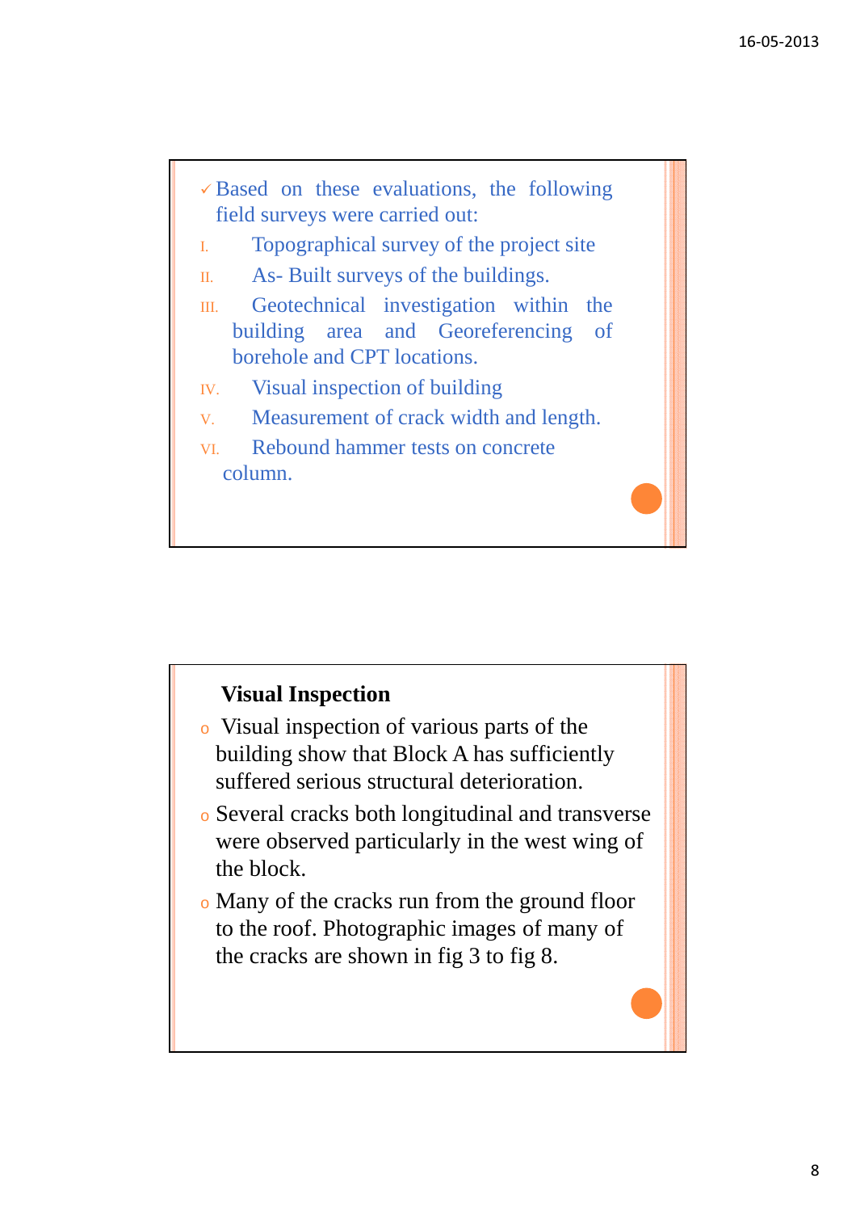- ✓ Based on these evaluations, the following field surveys were carried out:

I. Topographical survey of the project site
II. As- Built surveys of the buildings.
III. Geotechnical investigation within the building area and Georeferencing of borehole and CPT locations.
IV. Visual inspection of building
V. Measurement of crack width and length.
VI. Rebound hammer tests on concrete column.

### Visual Inspection

- Visual inspection of various parts of the building show that Block A has sufficiently suffered serious structural deterioration.
- Several cracks both longitudinal and transverse were observed particularly in the west wing of the block.
- Many of the cracks run from the ground floor to the roof. Photographic images of many of the cracks are shown in fig 3 to fig 8.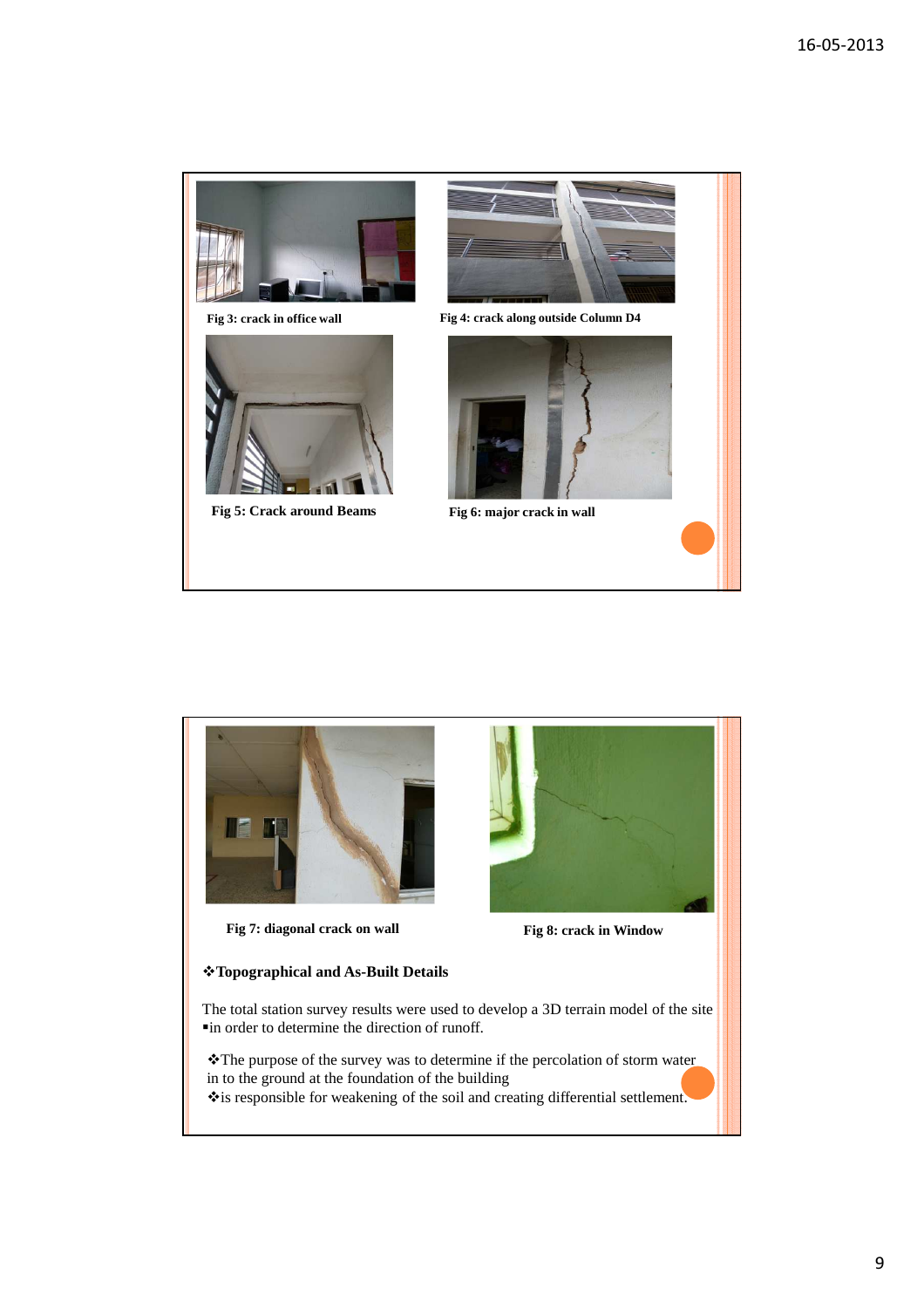Fig 3: crack in office wall

Fig 4: crack along outside Column D4

Fig 5: Crack around Beams

Fig 6: major crack in wall

Fig 7: diagonal crack on wall

Fig 8: crack in Window

❖**Topographical and As-Built Details**

The total station survey results were used to develop a 3D terrain model of the site

- in order to determine the direction of runoff.

❖The purpose of the survey was to determine if the percolation of storm water in to the ground at the foundation of the building

❖is responsible for weakening of the soil and creating differential settlement.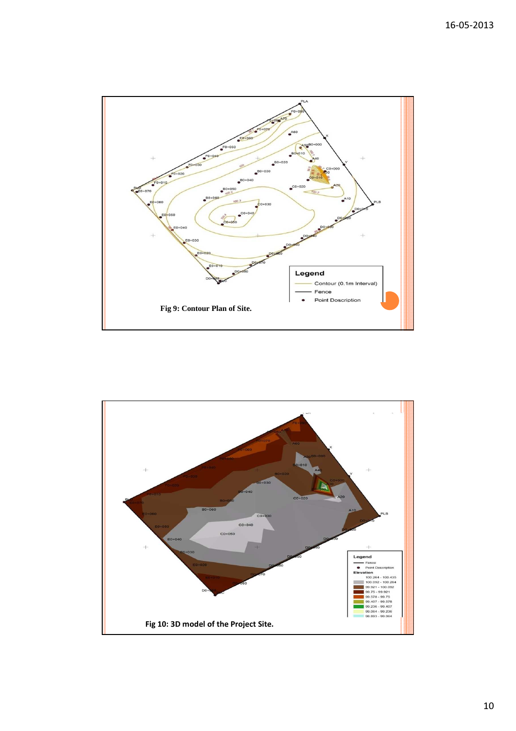PLA
F0+090
F0+080
A70
F0+070
A60
F0+060
X
F0+050
A50
B0+000
F0+040
B0+010
A40
E0+030
B0+020
Y
C0+000
B0+030
F0+020
C0+010
B0+040
F0+010
A20
C0+020
E0+070
B0+050
B0+060
A10
PLB
E0+060
C0+030
D0+010
C0+040
D0+020
E0+050
C0+050
D0+030
E0+040
D0+040
E0+030
D0+050
E0+020
D0+060
D0+070
E0+010
D0+080
Legend
Contour (0.1m Interval)
Fence
Point Description

**Fig 9: Contour Plan of Site.**

Legend
Fence
Point Description
Elevation
100.264 - 100.435
100.092 - 100.264
99.921 - 100.092
99.75 - 99.921
99.578 - 99.75
99.407 - 99.578
99.236 - 99.407
99.064 - 99.236
98.893 - 99.064

**Fig 10: 3D model of the Project Site.**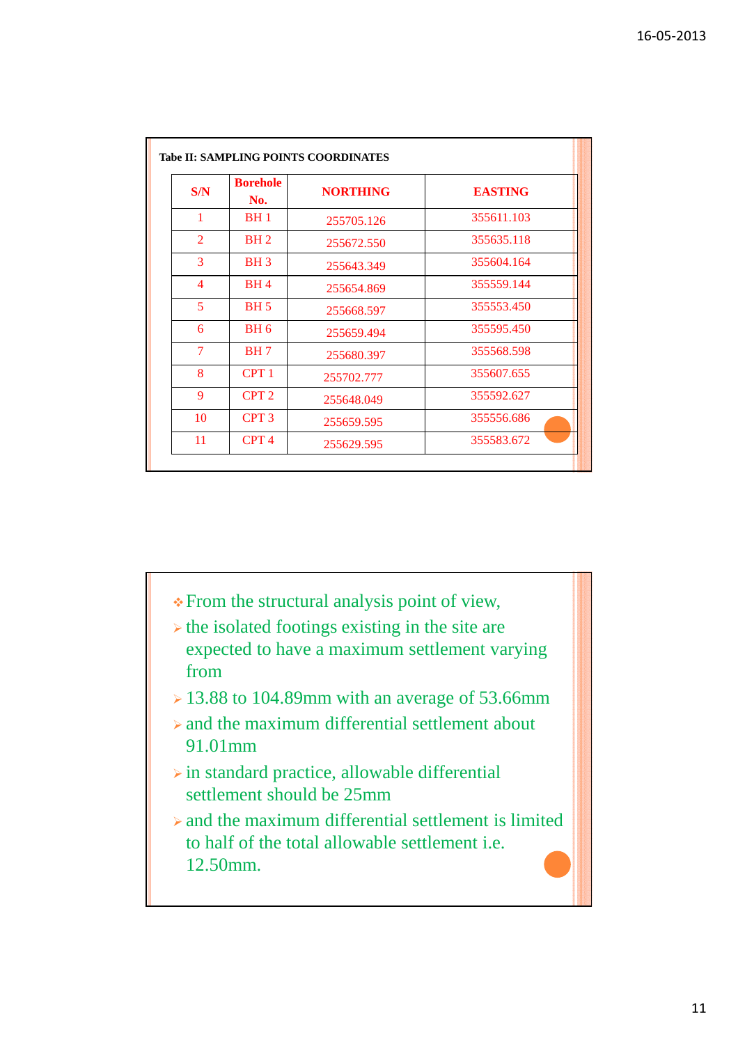**Tabe II: SAMPLING POINTS COORDINATES**

| S/N | Borehole No. | NORTHING | EASTING |
|---|---|---|---|
| 1 | BH 1 | 255705.126 | 355611.103 |
| 2 | BH 2 | 255672.550 | 355635.118 |
| 3 | BH 3 | 255643.349 | 355604.164 |
| 4 | BH 4 | 255654.869 | 355559.144 |
| 5 | BH 5 | 255668.597 | 355553.450 |
| 6 | BH 6 | 255659.494 | 355595.450 |
| 7 | BH 7 | 255680.397 | 355568.598 |
| 8 | CPT 1 | 255702.777 | 355607.655 |
| 9 | CPT 2 | 255648.049 | 355592.627 |
| 10 | CPT 3 | 255659.595 | 355556.686 |
| 11 | CPT 4 | 255629.595 | 355583.672 |

- From the structural analysis point of view,
  - the isolated footings existing in the site are expected to have a maximum settlement varying from
  - 13.88 to 104.89mm with an average of 53.66mm
  - and the maximum differential settlement about 91.01mm
  - in standard practice, allowable differential settlement should be 25mm
  - and the maximum differential settlement is limited to half of the total allowable settlement i.e. 12.50mm.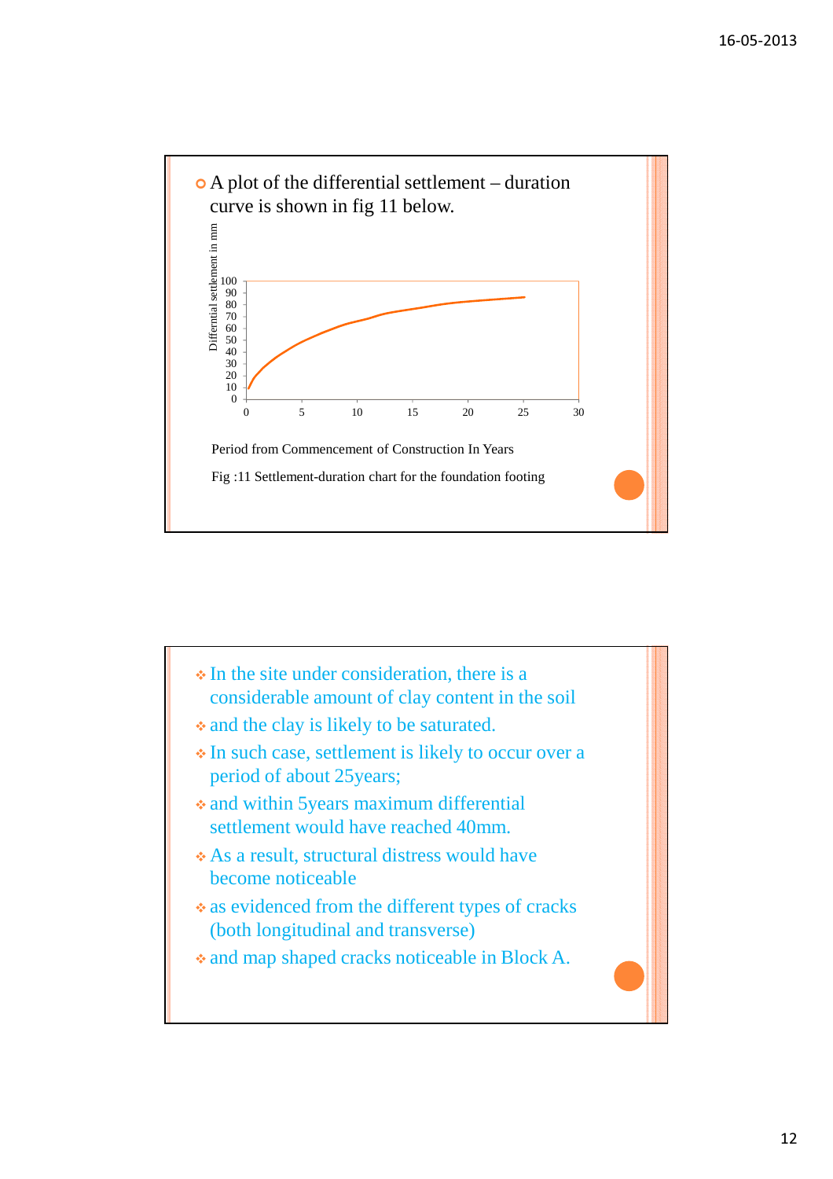- A plot of the differential settlement – duration curve is shown in fig 11 below.

Differential settlement in mm

100
90
80
70
60
50
40
30
20
10
0

0 5 10 15 20 25 30

Period from Commencement of Construction In Years

Fig :11 Settlement-duration chart for the foundation footing

- In the site under consideration, there is a considerable amount of clay content in the soil
- and the clay is likely to be saturated.
- In such case, settlement is likely to occur over a period of about 25years;
- and within 5years maximum differential settlement would have reached 40mm.
- As a result, structural distress would have become noticeable
- as evidenced from the different types of cracks (both longitudinal and transverse)
- and map shaped cracks noticeable in Block A.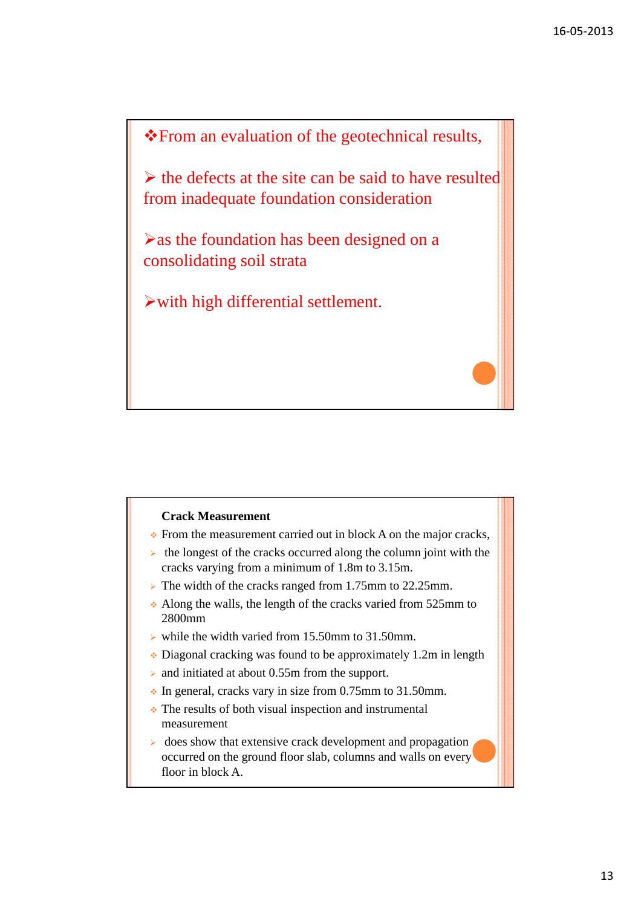- From an evaluation of the geotechnical results,
  - the defects at the site can be said to have resulted from inadequate foundation consideration
  - as the foundation has been designed on a consolidating soil strata
  - with high differential settlement.

**Crack Measurement**

- From the measurement carried out in block A on the major cracks,
  - the longest of the cracks occurred along the column joint with the cracks varying from a minimum of 1.8m to 3.15m.
  - The width of the cracks ranged from 1.75mm to 22.25mm.
- Along the walls, the length of the cracks varied from 525mm to 2800mm
  - while the width varied from 15.50mm to 31.50mm.
- Diagonal cracking was found to be approximately 1.2m in length
  - and initiated at about 0.55m from the support.
- In general, cracks vary in size from 0.75mm to 31.50mm.
- The results of both visual inspection and instrumental measurement
  - does show that extensive crack development and propagation occurred on the ground floor slab, columns and walls on every floor in block A.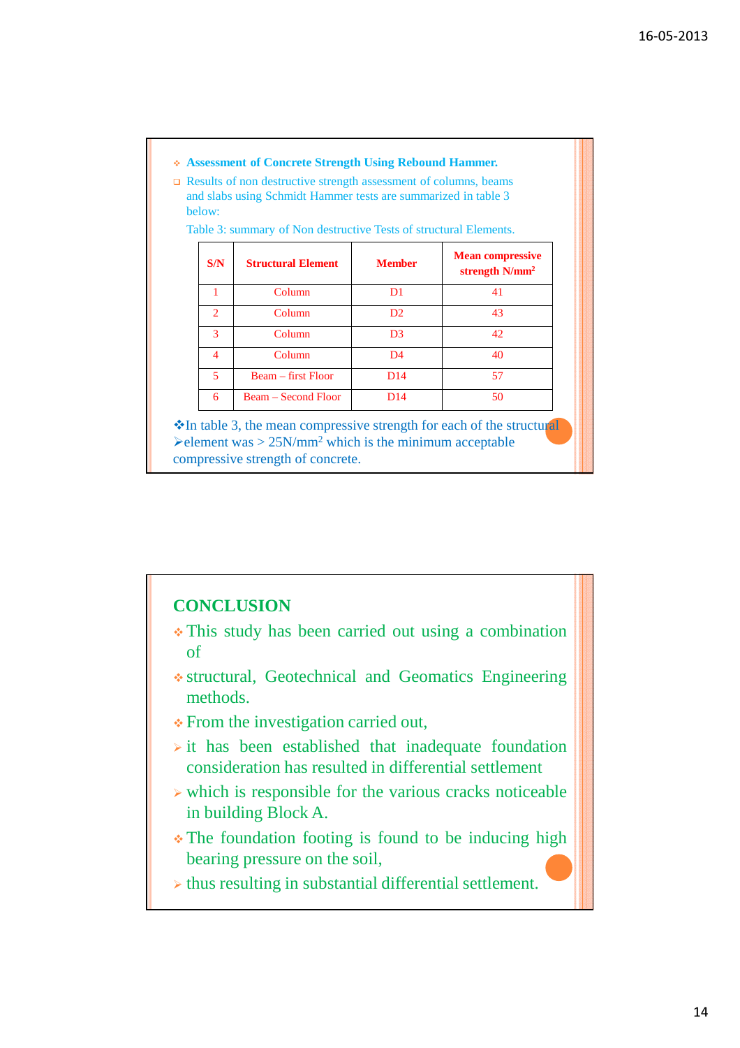- **Assessment of Concrete Strength Using Rebound Hammer.**
- Results of non destructive strength assessment of columns, beams and slabs using Schmidt Hammer tests are summarized in table 3 below:

Table 3: summary of Non destructive Tests of structural Elements.

| S/N | Structural Element | Member | Mean compressive strength $N/mm^2$ |
|---|---|---|---|
| 1 | Column | D1 | 41 |
| 2 | Column | D2 | 43 |
| 3 | Column | D3 | 42 |
| 4 | Column | D4 | 40 |
| 5 | Beam – first Floor | D14 | 57 |
| 6 | Beam – Second Floor | D14 | 50 |

- In table 3, the mean compressive strength for each of the structural
- element was > $25N/mm^2$ which is the minimum acceptable compressive strength of concrete.

## CONCLUSION

- This study has been carried out using a combination of
- structural, Geotechnical and Geomatics Engineering methods.
- From the investigation carried out,
- it has been established that inadequate foundation consideration has resulted in differential settlement
- which is responsible for the various cracks noticeable in building Block A.
- The foundation footing is found to be inducing high bearing pressure on the soil,
- thus resulting in substantial differential settlement.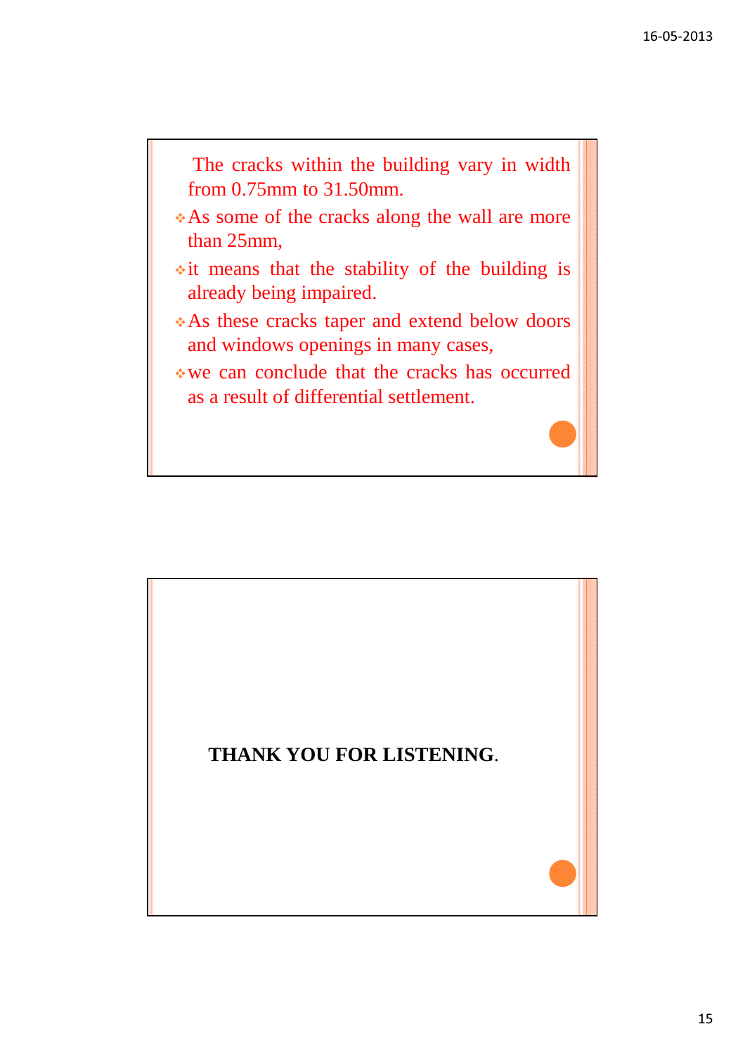The cracks within the building vary in width from 0.75mm to 31.50mm.

- As some of the cracks along the wall are more than 25mm,
- it means that the stability of the building is already being impaired.
- As these cracks taper and extend below doors and windows openings in many cases,
- we can conclude that the cracks has occurred as a result of differential settlement.

**THANK YOU FOR LISTENING**.